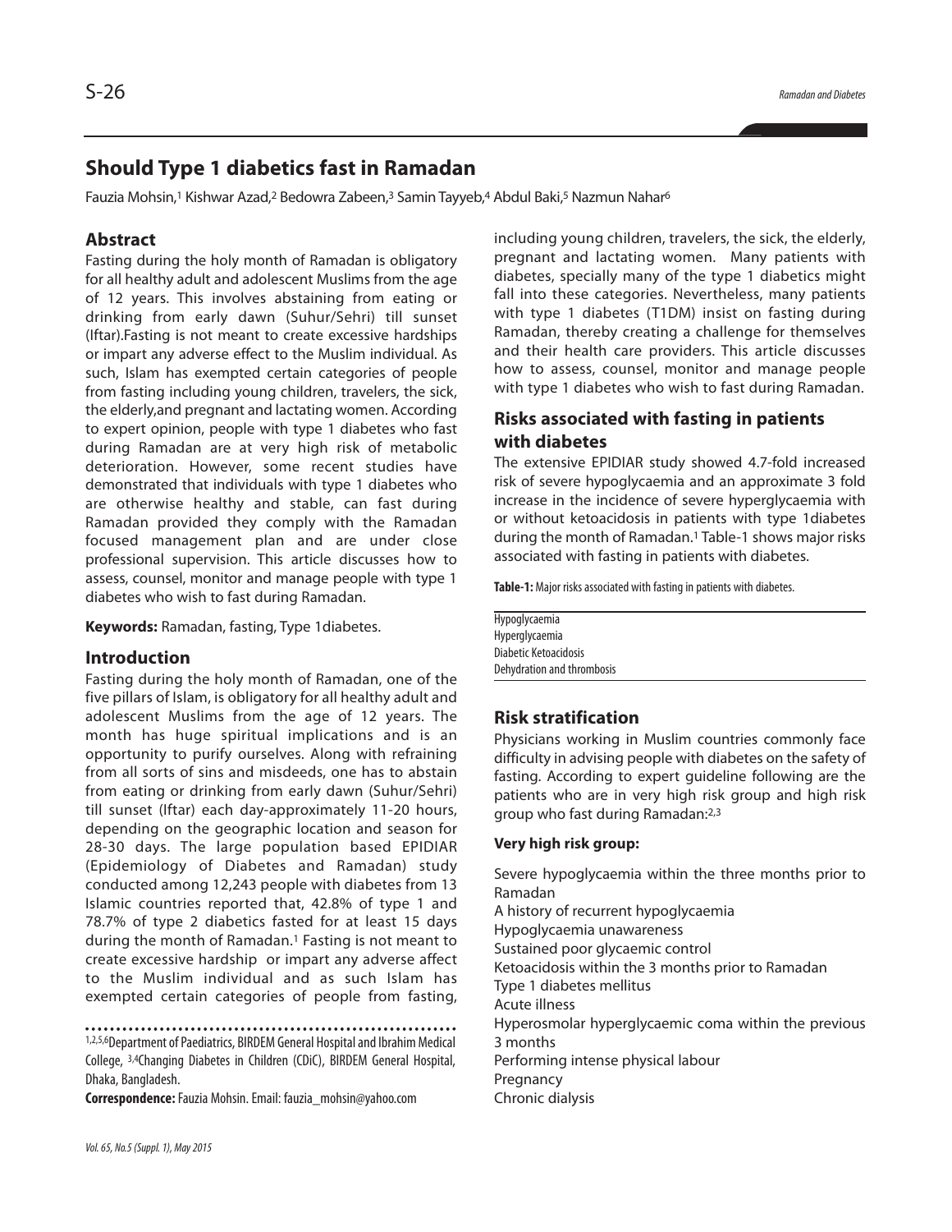# Should Type 1 diabetics fast in Ramadan

Fauzia Mohsin,[1] Kishwar Azad,[2] Bedowra Zabeen,[3] Samin Tayyeb,[4] Abdul Baki,[5] Nazmun Nahar[6]

## Abstract

Fasting during the holy month of Ramadan is obligatory for all healthy adult and adolescent Muslims from the age of 12 years. This involves abstaining from eating or drinking from early dawn (Suhur/Sehri) till sunset (Iftar).Fasting is not meant to create excessive hardships or impart any adverse effect to the Muslim individual. As such, Islam has exempted certain categories of people from fasting including young children, travelers, the sick, the elderly,and pregnant and lactating women. According to expert opinion, people with type 1 diabetes who fast during Ramadan are at very high risk of metabolic deterioration. However, some recent studies have demonstrated that individuals with type 1 diabetes who are otherwise healthy and stable, can fast during Ramadan provided they comply with the Ramadan focused management plan and are under close professional supervision. This article discusses how to assess, counsel, monitor and manage people with type 1 diabetes who wish to fast during Ramadan.

**Keywords:** Ramadan, fasting, Type 1diabetes.

## Introduction

Fasting during the holy month of Ramadan, one of the five pillars of Islam, is obligatory for all healthy adult and adolescent Muslims from the age of 12 years. The month has huge spiritual implications and is an opportunity to purify ourselves. Along with refraining from all sorts of sins and misdeeds, one has to abstain from eating or drinking from early dawn (Suhur/Sehri) till sunset (Iftar) each day-approximately 11-20 hours, depending on the geographic location and season for 28-30 days. The large population based EPIDIAR (Epidemiology of Diabetes and Ramadan) study conducted among 12,243 people with diabetes from 13 Islamic countries reported that, 42.8% of type 1 and 78.7% of type 2 diabetics fasted for at least 15 days during the month of Ramadan.[1] Fasting is not meant to create excessive hardship or impart any adverse affect to the Muslim individual and as such Islam has exempted certain categories of people from fasting, including young children, travelers, the sick, the elderly, pregnant and lactating women. Many patients with diabetes, specially many of the type 1 diabetics might fall into these categories. Nevertheless, many patients with type 1 diabetes (T1DM) insist on fasting during Ramadan, thereby creating a challenge for themselves and their health care providers. This article discusses how to assess, counsel, monitor and manage people with type 1 diabetes who wish to fast during Ramadan.

[1,2,5,6]Department of Paediatrics, BIRDEM General Hospital and Ibrahim Medical College, [3,4]Changing Diabetes in Children (CDiC), BIRDEM General Hospital, Dhaka, Bangladesh.

**Correspondence:** Fauzia Mohsin. Email: fauzia_mohsin@yahoo.com

## Risks associated with fasting in patients with diabetes

The extensive EPIDIAR study showed 4.7-fold increased risk of severe hypoglycaemia and an approximate 3 fold increase in the incidence of severe hyperglycaemia with or without ketoacidosis in patients with type 1diabetes during the month of Ramadan.[1] Table-1 shows major risks associated with fasting in patients with diabetes.

**Table-1:** Major risks associated with fasting in patients with diabetes.

| |
|---|
| Hypoglycaemia |
| Hyperglycaemia |
| Diabetic Ketoacidosis |
| Dehydration and thrombosis |

## Risk stratification

Physicians working in Muslim countries commonly face difficulty in advising people with diabetes on the safety of fasting. According to expert guideline following are the patients who are in very high risk group and high risk group who fast during Ramadan:[2,3]

**Very high risk group:**

Severe hypoglycaemia within the three months prior to Ramadan
A history of recurrent hypoglycaemia
Hypoglycaemia unawareness
Sustained poor glycaemic control
Ketoacidosis within the 3 months prior to Ramadan
Type 1 diabetes mellitus
Acute illness
Hyperosmolar hyperglycaemic coma within the previous 3 months
Performing intense physical labour
Pregnancy
Chronic dialysis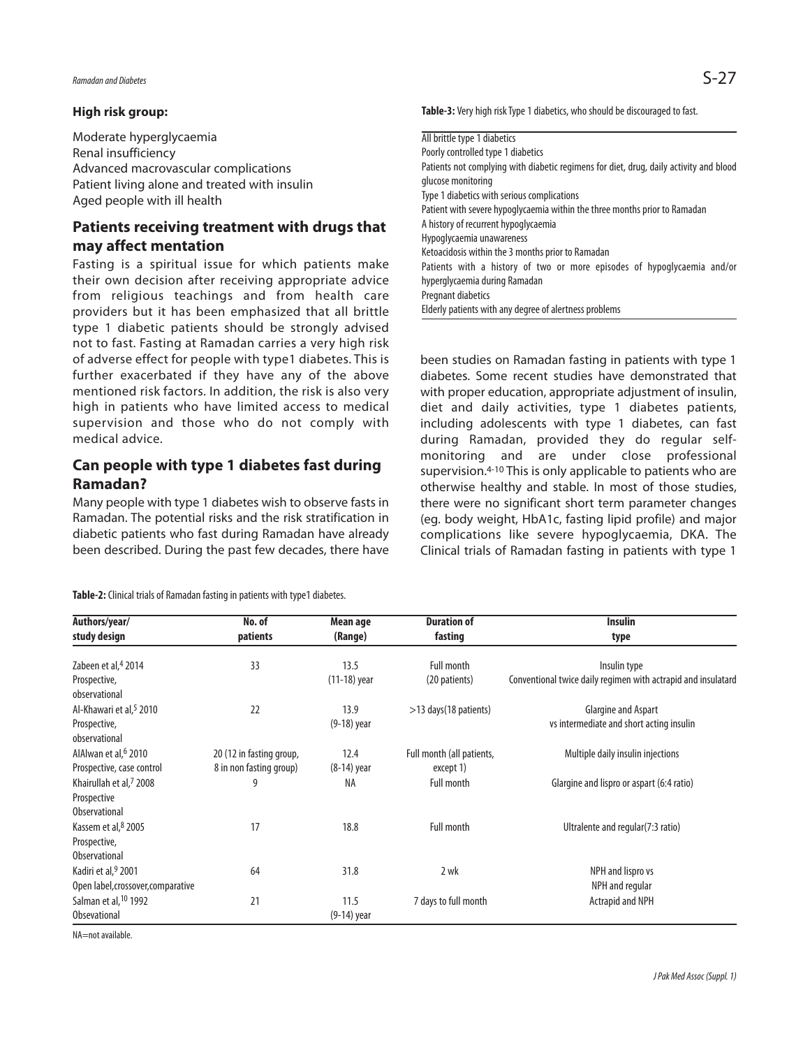**High risk group:**

Moderate hyperglycaemia
Renal insufficiency
Advanced macrovascular complications
Patient living alone and treated with insulin
Aged people with ill health

## Patients receiving treatment with drugs that may affect mentation

Fasting is a spiritual issue for which patients make their own decision after receiving appropriate advice from religious teachings and from health care providers but it has been emphasized that all brittle type 1 diabetic patients should be strongly advised not to fast. Fasting at Ramadan carries a very high risk of adverse effect for people with type1 diabetes. This is further exacerbated if they have any of the above mentioned risk factors. In addition, the risk is also very high in patients who have limited access to medical supervision and those who do not comply with medical advice.

## Can people with type 1 diabetes fast during Ramadan?

Many people with type 1 diabetes wish to observe fasts in Ramadan. The potential risks and the risk stratification in diabetic patients who fast during Ramadan have already been described. During the past few decades, there have been studies on Ramadan fasting in patients with type 1 diabetes. Some recent studies have demonstrated that with proper education, appropriate adjustment of insulin, diet and daily activities, type 1 diabetes patients, including adolescents with type 1 diabetes, can fast during Ramadan, provided they do regular self-monitoring and are under close professional supervision.[4-10] This is only applicable to patients who are otherwise healthy and stable. In most of those studies, there were no significant short term parameter changes (eg. body weight, HbA1c, fasting lipid profile) and major complications like severe hypoglycaemia, DKA. The Clinical trials of Ramadan fasting in patients with type 1

**Table-3:** Very high risk Type 1 diabetics, who should be discouraged to fast.

| |
|---|
| All brittle type 1 diabetics |
| Poorly controlled type 1 diabetics |
| Patients not complying with diabetic regimens for diet, drug, daily activity and blood glucose monitoring |
| Type 1 diabetics with serious complications |
| Patient with severe hypoglycaemia within the three months prior to Ramadan |
| A history of recurrent hypoglycaemia |
| Hypoglycaemia unawareness |
| Ketoacidosis within the 3 months prior to Ramadan |
| Patients with a history of two or more episodes of hypoglycaemia and/or hyperglycaemia during Ramadan |
| Pregnant diabetics |
| Elderly patients with any degree of alertness problems |

**Table-2:** Clinical trials of Ramadan fasting in patients with type1 diabetes.

| Authors/year/ study design | No. of patients | Mean age (Range) | Duration of fasting | Insulin type |
|---|---|---|---|---|
| Zabeen et al,[4] 2014 Prospective, observational | 33 | 13.5 (11-18) year | Full month (20 patients) | Insulin type Conventional twice daily regimen with actrapid and insulatard |
| Al-Khawari et al,[5] 2010 Prospective, observational | 22 | 13.9 (9-18) year | >13 days(18 patients) | Glargine and Aspart vs intermediate and short acting insulin |
| AlAlwan et al,[6] 2010 Prospective, case control | 20 (12 in fasting group, 8 in non fasting group) | 12.4 (8-14) year | Full month (all patients, except 1) | Multiple daily insulin injections |
| Khairullah et al,[7] 2008 Prospective Observational | 9 | NA | Full month | Glargine and lispro or aspart (6:4 ratio) |
| Kassem et al,[8] 2005 Prospective, Observational | 17 | 18.8 | Full month | Ultralente and regular(7:3 ratio) |
| Kadiri et al,[9] 2001 Open label,crossover,comparative | 64 | 31.8 | 2 wk | NPH and lispro vs NPH and regular |
| Salman et al,[10] 1992 Obsevational | 21 | 11.5 (9-14) year | 7 days to full month | Actrapid and NPH |

NA=not available.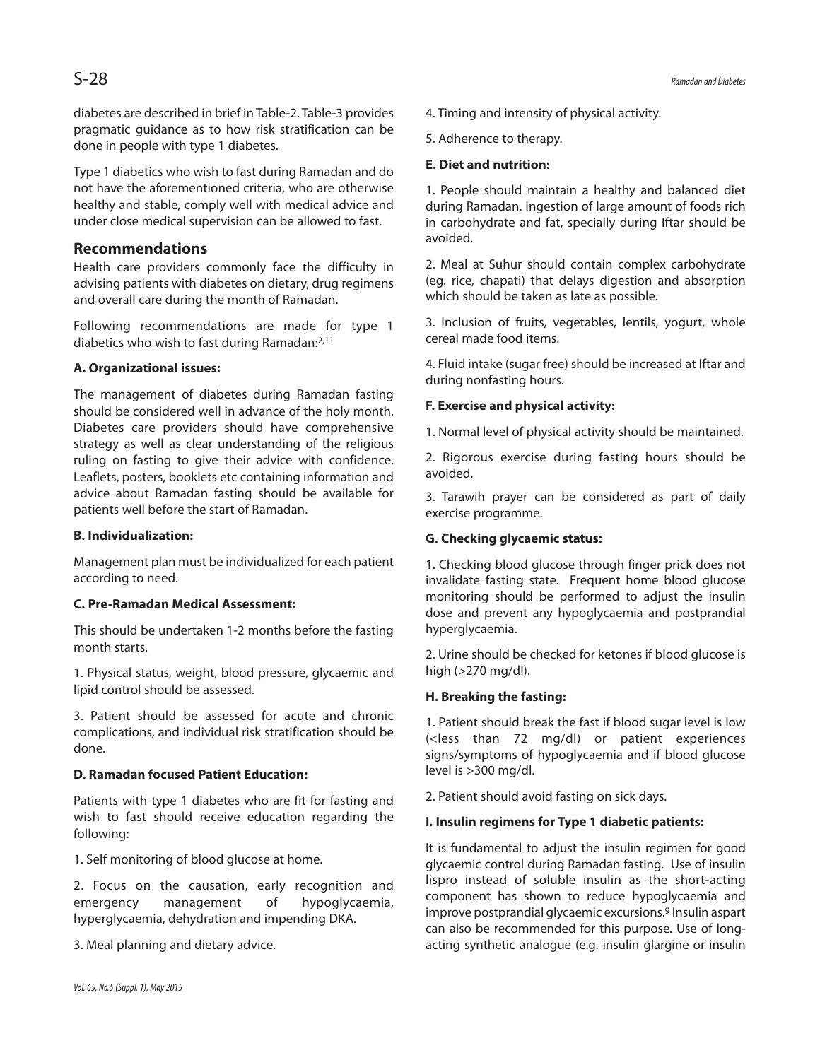diabetes are described in brief in Table-2. Table-3 provides pragmatic guidance as to how risk stratification can be done in people with type 1 diabetes.

Type 1 diabetics who wish to fast during Ramadan and do not have the aforementioned criteria, who are otherwise healthy and stable, comply well with medical advice and under close medical supervision can be allowed to fast.

## Recommendations

Health care providers commonly face the difficulty in advising patients with diabetes on dietary, drug regimens and overall care during the month of Ramadan.

Following recommendations are made for type 1 diabetics who wish to fast during Ramadan:[2,11]

**A. Organizational issues:**

The management of diabetes during Ramadan fasting should be considered well in advance of the holy month. Diabetes care providers should have comprehensive strategy as well as clear understanding of the religious ruling on fasting to give their advice with confidence. Leaflets, posters, booklets etc containing information and advice about Ramadan fasting should be available for patients well before the start of Ramadan.

**B. Individualization:**

Management plan must be individualized for each patient according to need.

**C. Pre-Ramadan Medical Assessment:**

This should be undertaken 1-2 months before the fasting month starts.

1. Physical status, weight, blood pressure, glycaemic and lipid control should be assessed.

3. Patient should be assessed for acute and chronic complications, and individual risk stratification should be done.

**D. Ramadan focused Patient Education:**

Patients with type 1 diabetes who are fit for fasting and wish to fast should receive education regarding the following:

1. Self monitoring of blood glucose at home.

2. Focus on the causation, early recognition and emergency management of hypoglycaemia, hyperglycaemia, dehydration and impending DKA.

3. Meal planning and dietary advice.

4. Timing and intensity of physical activity.

5. Adherence to therapy.

**E. Diet and nutrition:**

1. People should maintain a healthy and balanced diet during Ramadan. Ingestion of large amount of foods rich in carbohydrate and fat, specially during Iftar should be avoided.

2. Meal at Suhur should contain complex carbohydrate (eg. rice, chapati) that delays digestion and absorption which should be taken as late as possible.

3. Inclusion of fruits, vegetables, lentils, yogurt, whole cereal made food items.

4. Fluid intake (sugar free) should be increased at Iftar and during nonfasting hours.

**F. Exercise and physical activity:**

1. Normal level of physical activity should be maintained.

2. Rigorous exercise during fasting hours should be avoided.

3. Tarawih prayer can be considered as part of daily exercise programme.

**G. Checking glycaemic status:**

1. Checking blood glucose through finger prick does not invalidate fasting state. Frequent home blood glucose monitoring should be performed to adjust the insulin dose and prevent any hypoglycaemia and postprandial hyperglycaemia.

2. Urine should be checked for ketones if blood glucose is high (>270 mg/dl).

**H. Breaking the fasting:**

1. Patient should break the fast if blood sugar level is low (<less than 72 mg/dl) or patient experiences signs/symptoms of hypoglycaemia and if blood glucose level is >300 mg/dl.

2. Patient should avoid fasting on sick days.

**I. Insulin regimens for Type 1 diabetic patients:**

It is fundamental to adjust the insulin regimen for good glycaemic control during Ramadan fasting. Use of insulin lispro instead of soluble insulin as the short-acting component has shown to reduce hypoglycaemia and improve postprandial glycaemic excursions.[9] Insulin aspart can also be recommended for this purpose. Use of long-acting synthetic analogue (e.g. insulin glargine or insulin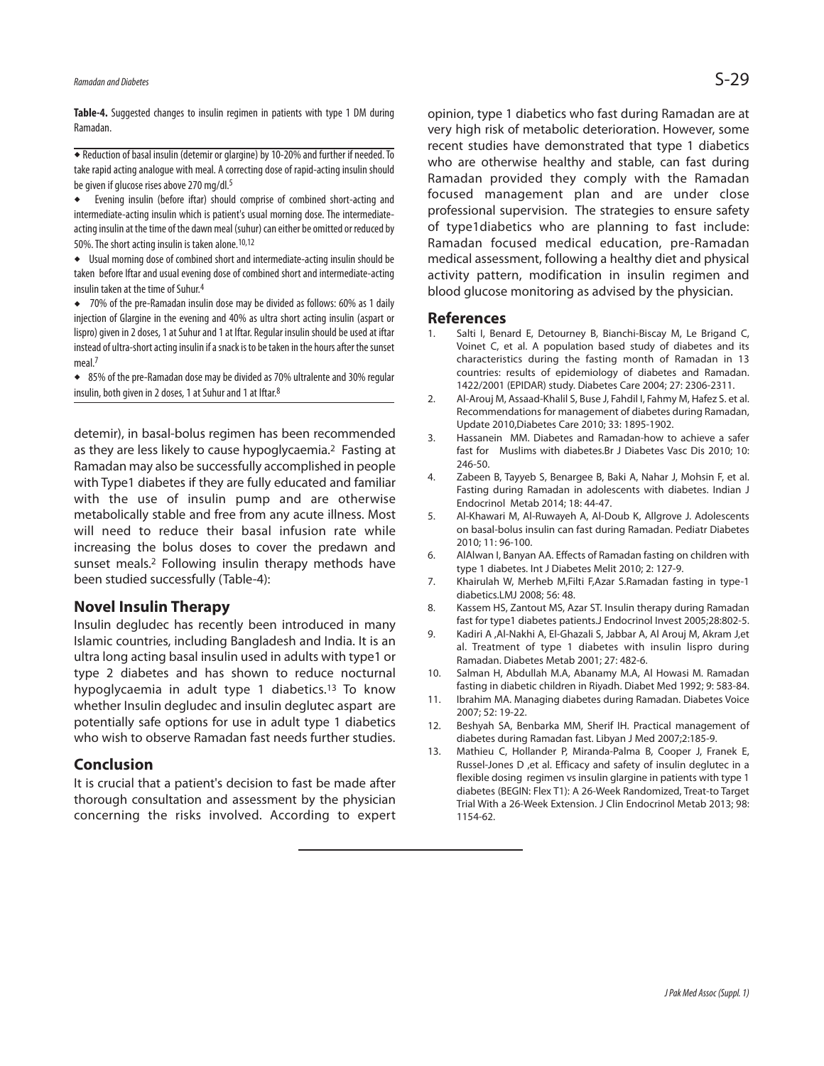**Table-4.** Suggested changes to insulin regimen in patients with type 1 DM during Ramadan.

- Reduction of basal insulin (detemir or glargine) by 10-20% and further if needed. To take rapid acting analogue with meal. A correcting dose of rapid-acting insulin should be given if glucose rises above 270 mg/dl.[5]
- Evening insulin (before iftar) should comprise of combined short-acting and intermediate-acting insulin which is patient's usual morning dose. The intermediate-acting insulin at the time of the dawn meal (suhur) can either be omitted or reduced by 50%. The short acting insulin is taken alone.[10,12]
- Usual morning dose of combined short and intermediate-acting insulin should be taken before Iftar and usual evening dose of combined short and intermediate-acting insulin taken at the time of Suhur.[4]
- 70% of the pre-Ramadan insulin dose may be divided as follows: 60% as 1 daily injection of Glargine in the evening and 40% as ultra short acting insulin (aspart or lispro) given in 2 doses, 1 at Suhur and 1 at Iftar. Regular insulin should be used at iftar instead of ultra-short acting insulin if a snack is to be taken in the hours after the sunset meal.[7]
- 85% of the pre-Ramadan dose may be divided as 70% ultralente and 30% regular insulin, both given in 2 doses, 1 at Suhur and 1 at Iftar.[8]

detemir), in basal-bolus regimen has been recommended as they are less likely to cause hypoglycaemia.[2] Fasting at Ramadan may also be successfully accomplished in people with Type1 diabetes if they are fully educated and familiar with the use of insulin pump and are otherwise metabolically stable and free from any acute illness. Most will need to reduce their basal infusion rate while increasing the bolus doses to cover the predawn and sunset meals.[2] Following insulin therapy methods have been studied successfully (Table-4):

## Novel Insulin Therapy

Insulin degludec has recently been introduced in many Islamic countries, including Bangladesh and India. It is an ultra long acting basal insulin used in adults with type1 or type 2 diabetes and has shown to reduce nocturnal hypoglycaemia in adult type 1 diabetics.[13] To know whether Insulin degludec and insulin deglutec aspart are potentially safe options for use in adult type 1 diabetics who wish to observe Ramadan fast needs further studies.

## Conclusion

It is crucial that a patient's decision to fast be made after thorough consultation and assessment by the physician concerning the risks involved. According to expert opinion, type 1 diabetics who fast during Ramadan are at very high risk of metabolic deterioration. However, some recent studies have demonstrated that type 1 diabetics who are otherwise healthy and stable, can fast during Ramadan provided they comply with the Ramadan focused management plan and are under close professional supervision. The strategies to ensure safety of type1diabetics who are planning to fast include: Ramadan focused medical education, pre-Ramadan medical assessment, following a healthy diet and physical activity pattern, modification in insulin regimen and blood glucose monitoring as advised by the physician.

## References

1. Salti I, Benard E, Detourney B, Bianchi-Biscay M, Le Brigand C, Voinet C, et al. A population based study of diabetes and its characteristics during the fasting month of Ramadan in 13 countries: results of epidemiology of diabetes and Ramadan. 1422/2001 (EPIDAR) study. Diabetes Care 2004; 27: 2306-2311.
2. Al-Arouj M, Assaad-Khalil S, Buse J, Fahdil I, Fahmy M, Hafez S. et al. Recommendations for management of diabetes during Ramadan, Update 2010,Diabetes Care 2010; 33: 1895-1902.
3. Hassanein MM. Diabetes and Ramadan-how to achieve a safer fast for Muslims with diabetes.Br J Diabetes Vasc Dis 2010; 10: 246-50.
4. Zabeen B, Tayyeb S, Benargee B, Baki A, Nahar J, Mohsin F, et al. Fasting during Ramadan in adolescents with diabetes. Indian J Endocrinol Metab 2014; 18: 44-47.
5. Al-Khawari M, Al-Ruwayeh A, Al-Doub K, Allgrove J. Adolescents on basal-bolus insulin can fast during Ramadan. Pediatr Diabetes 2010; 11: 96-100.
6. AlAlwan I, Banyan AA. Effects of Ramadan fasting on children with type 1 diabetes. Int J Diabetes Melit 2010; 2: 127-9.
7. Khairulah W, Merheb M,Filti F,Azar S.Ramadan fasting in type-1 diabetics.LMJ 2008; 56: 48.
8. Kassem HS, Zantout MS, Azar ST. Insulin therapy during Ramadan fast for type1 diabetes patients.J Endocrinol Invest 2005;28:802-5.
9. Kadiri A ,Al-Nakhi A, El-Ghazali S, Jabbar A, Al Arouj M, Akram J,et al. Treatment of type 1 diabetes with insulin lispro during Ramadan. Diabetes Metab 2001; 27: 482-6.
10. Salman H, Abdullah M.A, Abanamy M.A, Al Howasi M. Ramadan fasting in diabetic children in Riyadh. Diabet Med 1992; 9: 583-84.
11. Ibrahim MA. Managing diabetes during Ramadan. Diabetes Voice 2007; 52: 19-22.
12. Beshyah SA, Benbarka MM, Sherif IH. Practical management of diabetes during Ramadan fast. Libyan J Med 2007;2:185-9.
13. Mathieu C, Hollander P, Miranda-Palma B, Cooper J, Franek E, Russel-Jones D ,et al. Efficacy and safety of insulin deglutec in a flexible dosing regimen vs insulin glargine in patients with type 1 diabetes (BEGIN: Flex T1): A 26-Week Randomized, Treat-to Target Trial With a 26-Week Extension. J Clin Endocrinol Metab 2013; 98: 1154-62.